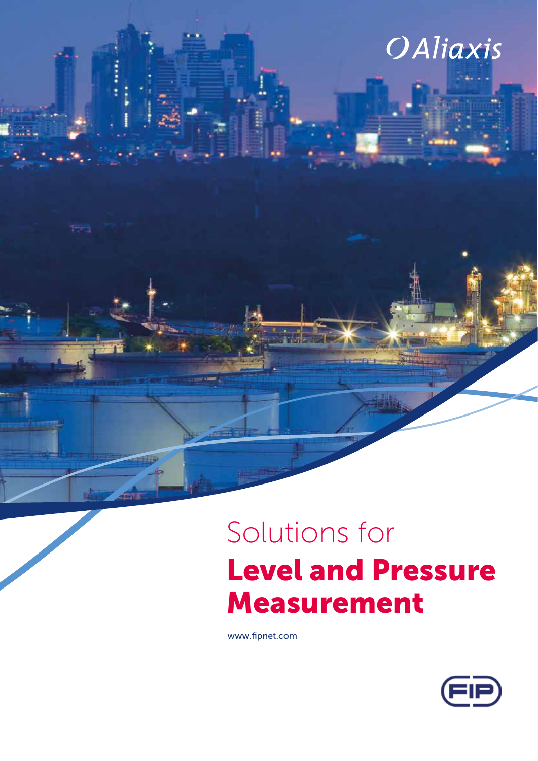Aliaxis

# Solutions for **Level and Pressure Measurement**

www.fipnet.com

FIP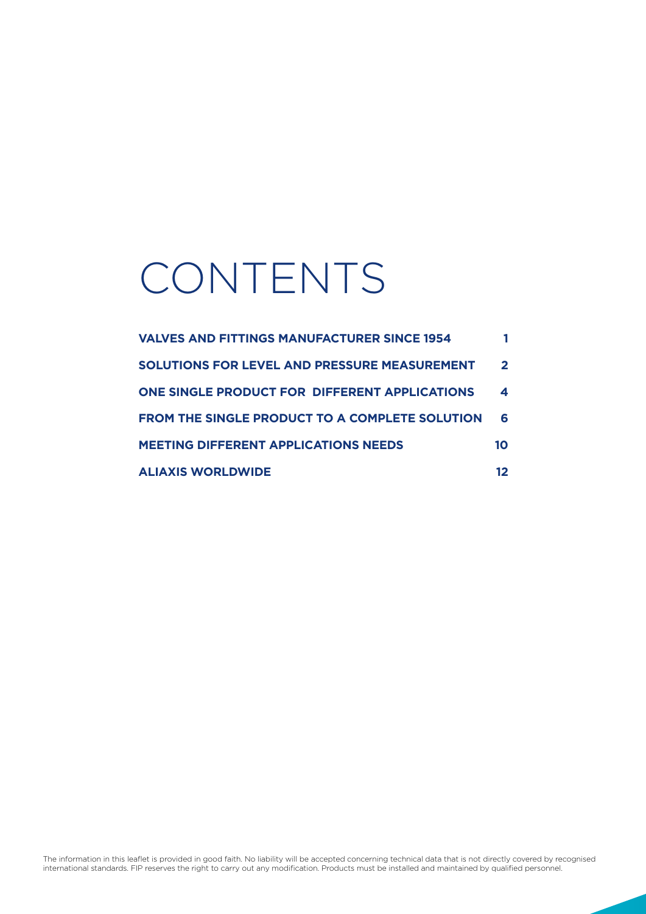# CONTENTS

| | |
|---|---|
| **VALVES AND FITTINGS MANUFACTURER SINCE 1954** | **1** |
| **SOLUTIONS FOR LEVEL AND PRESSURE MEASUREMENT** | **2** |
| **ONE SINGLE PRODUCT FOR DIFFERENT APPLICATIONS** | **4** |
| **FROM THE SINGLE PRODUCT TO A COMPLETE SOLUTION** | **6** |
| **MEETING DIFFERENT APPLICATIONS NEEDS** | **10** |
| **ALIAXIS WORLDWIDE** | **12** |

The information in this leaflet is provided in good faith. No liability will be accepted concerning technical data that is not directly covered by recognised international standards. FIP reserves the right to carry out any modification. Products must be installed and maintained by qualified personnel.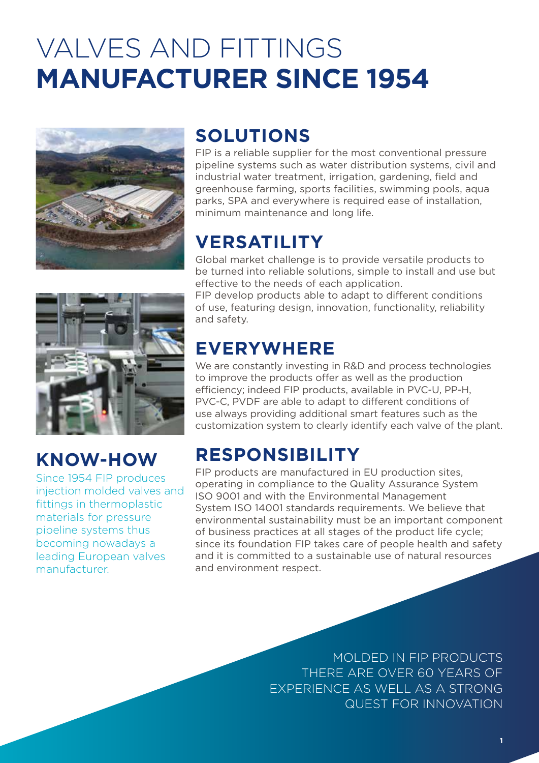# VALVES AND FITTINGS **MANUFACTURER SINCE 1954**

## SOLUTIONS

FIP is a reliable supplier for the most conventional pressure pipeline systems such as water distribution systems, civil and industrial water treatment, irrigation, gardening, field and greenhouse farming, sports facilities, swimming pools, aqua parks, SPA and everywhere is required ease of installation, minimum maintenance and long life.

## VERSATILITY

Global market challenge is to provide versatile products to be turned into reliable solutions, simple to install and use but effective to the needs of each application.
FIP develop products able to adapt to different conditions of use, featuring design, innovation, functionality, reliability and safety.

## EVERYWHERE

We are constantly investing in R&D and process technologies to improve the products offer as well as the production efficiency; indeed FIP products, available in PVC-U, PP-H, PVC-C, PVDF are able to adapt to different conditions of use always providing additional smart features such as the customization system to clearly identify each valve of the plant.

## KNOW-HOW

Since 1954 FIP produces injection molded valves and fittings in thermoplastic materials for pressure pipeline systems thus becoming nowadays a leading European valves manufacturer.

## RESPONSIBILITY

FIP products are manufactured in EU production sites, operating in compliance to the Quality Assurance System ISO 9001 and with the Environmental Management System ISO 14001 standards requirements. We believe that environmental sustainability must be an important component of business practices at all stages of the product life cycle; since its foundation FIP takes care of people health and safety and it is committed to a sustainable use of natural resources and environment respect.

MOLDED IN FIP PRODUCTS THERE ARE OVER 60 YEARS OF EXPERIENCE AS WELL AS A STRONG QUEST FOR INNOVATION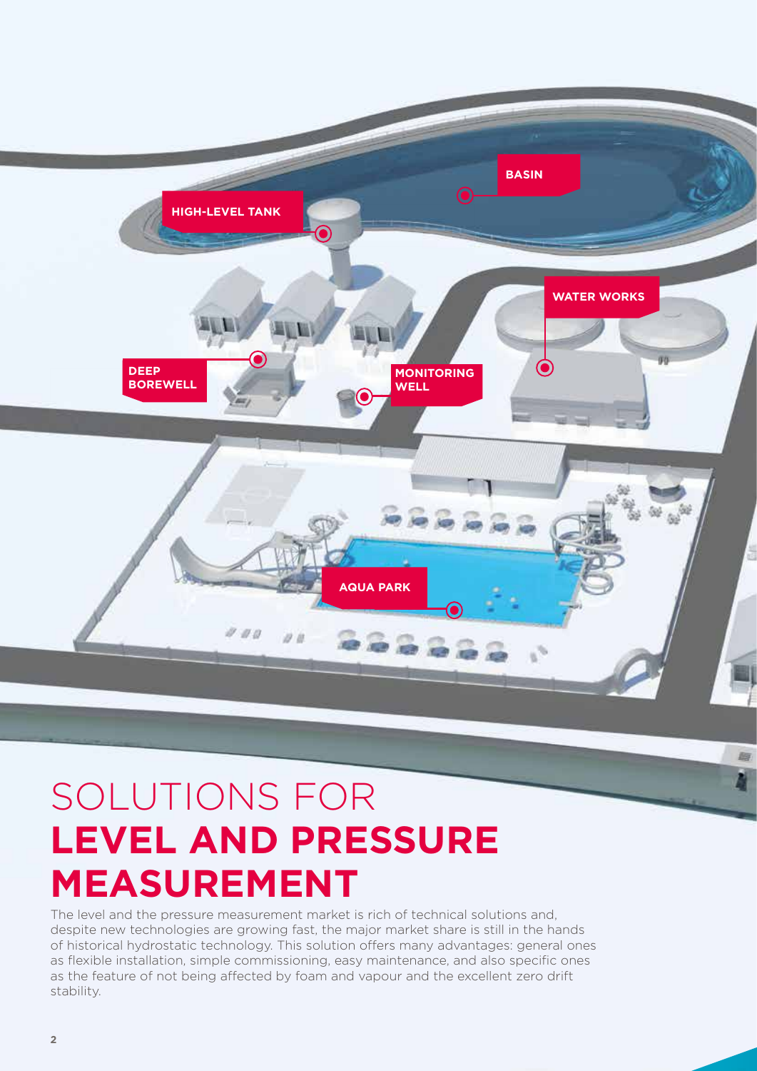# SOLUTIONS FOR **LEVEL AND PRESSURE MEASUREMENT**

The level and the pressure measurement market is rich of technical solutions and, despite new technologies are growing fast, the major market share is still in the hands of historical hydrostatic technology. This solution offers many advantages: general ones as flexible installation, simple commissioning, easy maintenance, and also specific ones as the feature of not being affected by foam and vapour and the excellent zero drift stability.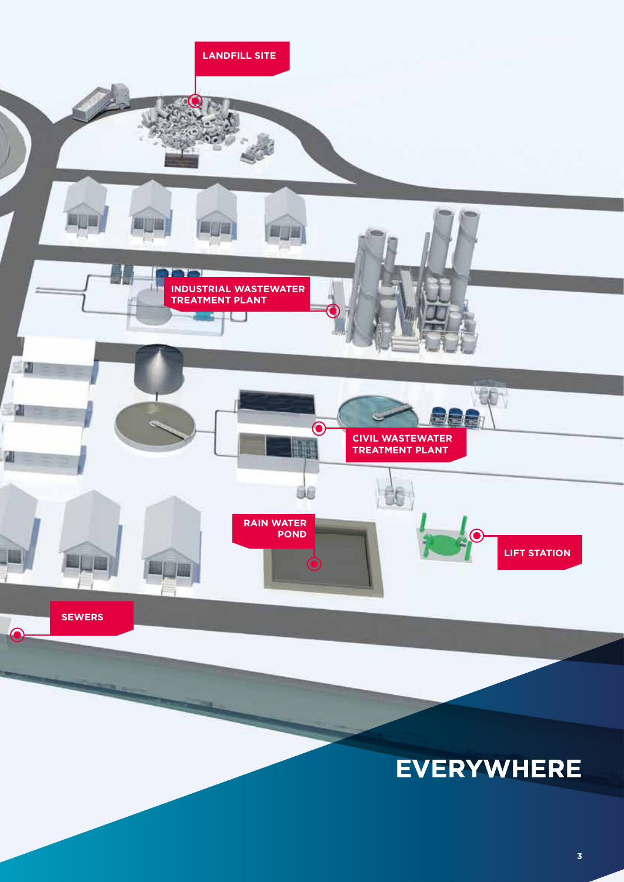LANDFILL SITE

INDUSTRIAL WASTEWATER TREATMENT PLANT

CIVIL WASTEWATER TREATMENT PLANT

RAIN WATER POND

LIFT STATION

SEWERS

# EVERYWHERE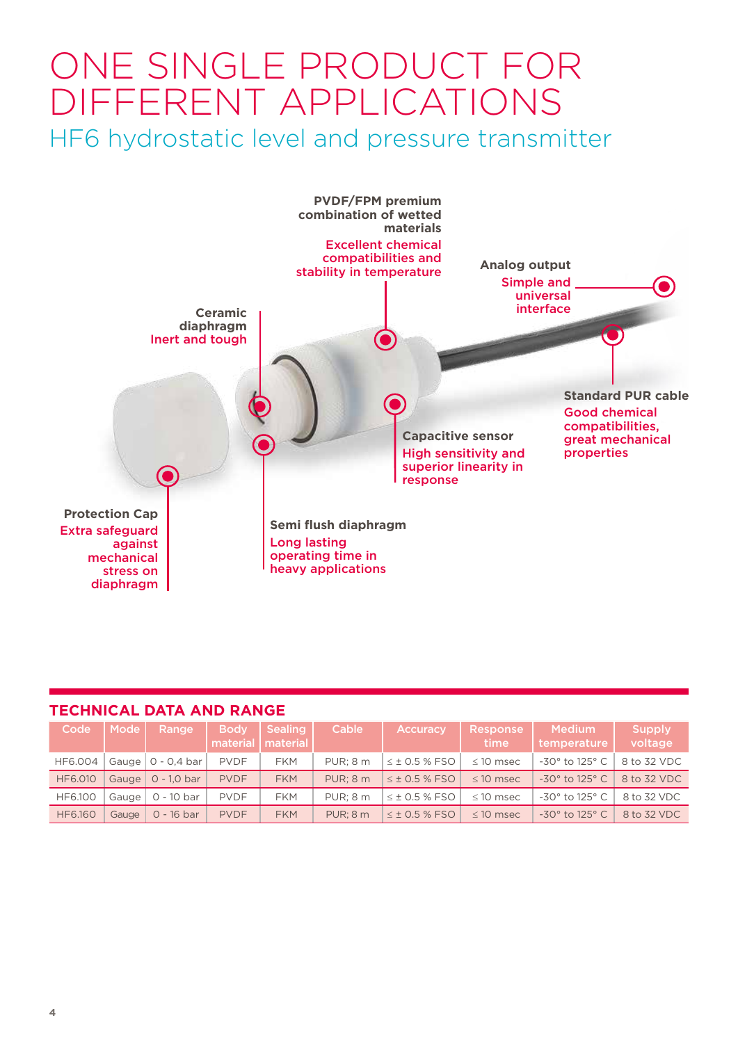# ONE SINGLE PRODUCT FOR DIFFERENT APPLICATIONS

## HF6 hydrostatic level and pressure transmitter

**PVDF/FPM premium combination of wetted materials**
Excellent chemical compatibilities and stability in temperature

**Analog output**
Simple and universal interface

**Ceramic diaphragm**
Inert and tough

**Standard PUR cable**
Good chemical compatibilities, great mechanical properties

**Capacitive sensor**
High sensitivity and superior linearity in response

**Protection Cap**
Extra safeguard against mechanical stress on diaphragm

**Semi flush diaphragm**
Long lasting operating time in heavy applications

## TECHNICAL DATA AND RANGE

| Code | Mode | Range | Body material | Sealing material | Cable | Accuracy | Response time | Medium temperature | Supply voltage |
|---|---|---|---|---|---|---|---|---|---|
| HF6.004 | Gauge | 0 - 0,4 bar | PVDF | FKM | PUR; 8 m | ≤ ± 0.5 % FSO | ≤ 10 msec | -30° to 125° C | 8 to 32 VDC |
| HF6.010 | Gauge | 0 - 1,0 bar | PVDF | FKM | PUR; 8 m | ≤ ± 0.5 % FSO | ≤ 10 msec | -30° to 125° C | 8 to 32 VDC |
| HF6.100 | Gauge | 0 - 10 bar | PVDF | FKM | PUR; 8 m | ≤ ± 0.5 % FSO | ≤ 10 msec | -30° to 125° C | 8 to 32 VDC |
| HF6.160 | Gauge | 0 - 16 bar | PVDF | FKM | PUR; 8 m | ≤ ± 0.5 % FSO | ≤ 10 msec | -30° to 125° C | 8 to 32 VDC |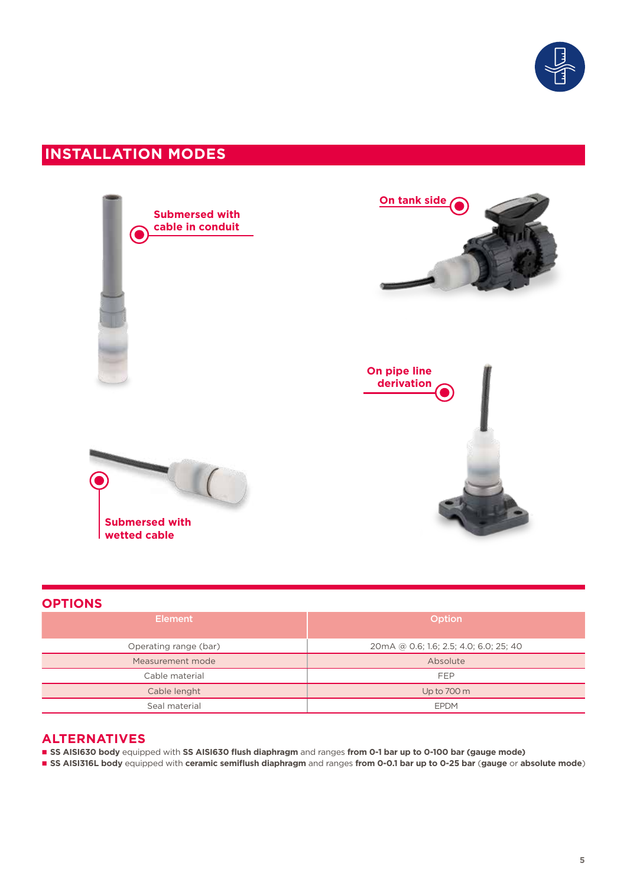## INSTALLATION MODES

Submersed with cable in conduit

On tank side

On pipe line derivation

Submersed with wetted cable

## OPTIONS

| Element | Option |
|---|---|
| Operating range (bar) | 20mA @ 0.6; 1.6; 2.5; 4.0; 6.0; 25; 40 |
| Measurement mode | Absolute |
| Cable material | FEP |
| Cable lenght | Up to 700 m |
| Seal material | EPDM |

## ALTERNATIVES

- **SS AISI630 body** equipped with **SS AISI630 flush diaphragm** and ranges **from 0-1 bar up to 0-100 bar (gauge mode)**
- **SS AISI316L body** equipped with **ceramic semiflush diaphragm** and ranges **from 0-0.1 bar up to 0-25 bar** (**gauge** or **absolute mode**)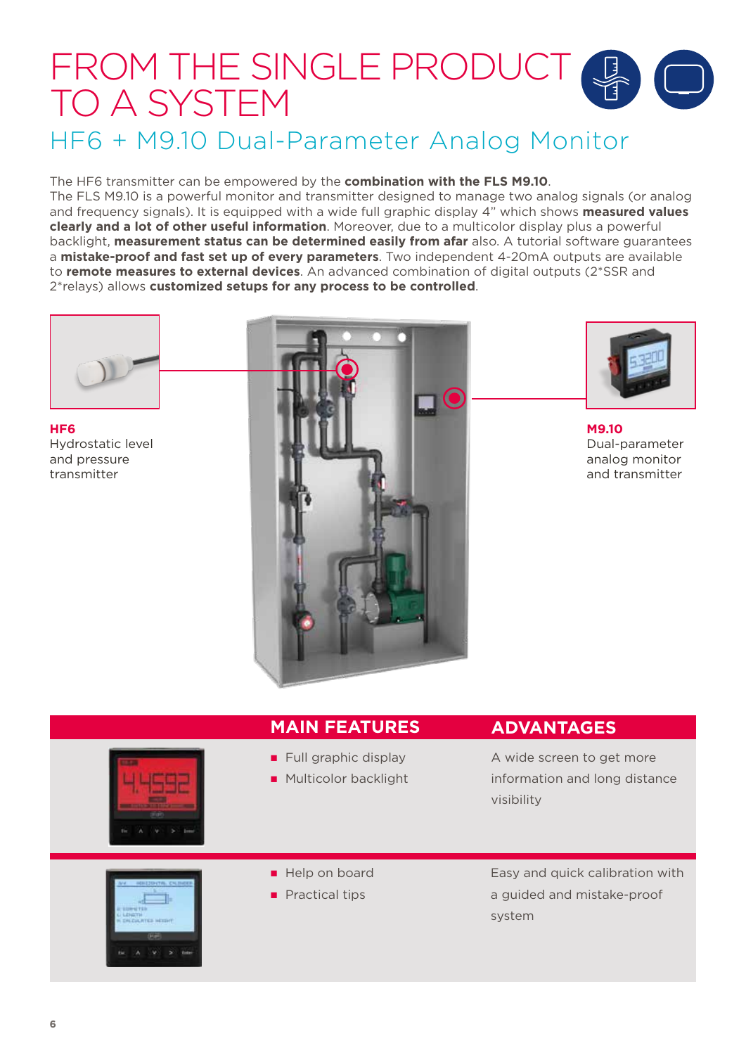# FROM THE SINGLE PRODUCT TO A SYSTEM

## HF6 + M9.10 Dual-Parameter Analog Monitor

The HF6 transmitter can be empowered by the **combination with the FLS M9.10**.
The FLS M9.10 is a powerful monitor and transmitter designed to manage two analog signals (or analog and frequency signals). It is equipped with a wide full graphic display 4" which shows **measured values clearly and a lot of other useful information**. Moreover, due to a multicolor display plus a powerful backlight, **measurement status can be determined easily from afar** also. A tutorial software guarantees a **mistake-proof and fast set up of every parameters**. Two independent 4-20mA outputs are available to **remote measures to external devices**. An advanced combination of digital outputs (2*SSR and 2*relays) allows **customized setups for any process to be controlled**.

**HF6**
Hydrostatic level and pressure transmitter

**M9.10**
Dual-parameter analog monitor and transmitter

| | MAIN FEATURES | ADVANTAGES |
|---|---|---|
| | ■ Full graphic display<br>■ Multicolor backlight | A wide screen to get more information and long distance visibility |
| | ■ Help on board<br>■ Practical tips | Easy and quick calibration with a guided and mistake-proof system |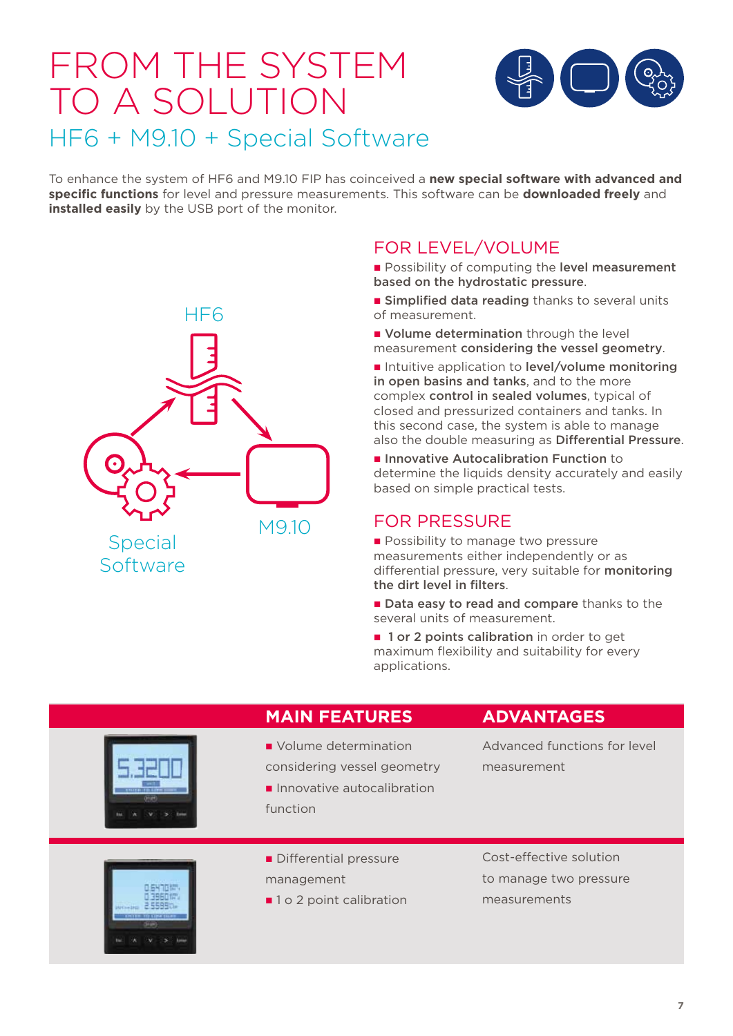# FROM THE SYSTEM TO A SOLUTION

## HF6 + M9.10 + Special Software

To enhance the system of HF6 and M9.10 FIP has coinceived a **new special software with advanced and specific functions** for level and pressure measurements. This software can be **downloaded freely** and **installed easily** by the USB port of the monitor.

HF6

M9.10

Special Software

### FOR LEVEL/VOLUME

- Possibility of computing the **level measurement based on the hydrostatic pressure**.
- **Simplified data reading** thanks to several units of measurement.
- **Volume determination** through the level measurement **considering the vessel geometry**.
- Intuitive application to **level/volume monitoring in open basins and tanks**, and to the more complex **control in sealed volumes**, typical of closed and pressurized containers and tanks. In this second case, the system is able to manage also the double measuring as **Differential Pressure**.
- **Innovative Autocalibration Function** to determine the liquids density accurately and easily based on simple practical tests.

### FOR PRESSURE

- Possibility to manage two pressure measurements either independently or as differential pressure, very suitable for **monitoring the dirt level in filters**.
- **Data easy to read and compare** thanks to the several units of measurement.
- **1 or 2 points calibration** in order to get maximum flexibility and suitability for every applications.

| | MAIN FEATURES | ADVANTAGES |
|---|---|---|
| | ■ Volume determination considering vessel geometry ■ Innovative autocalibration function | Advanced functions for level measurement |
| | ■ Differential pressure management ■ 1 o 2 point calibration | Cost-effective solution to manage two pressure measurements |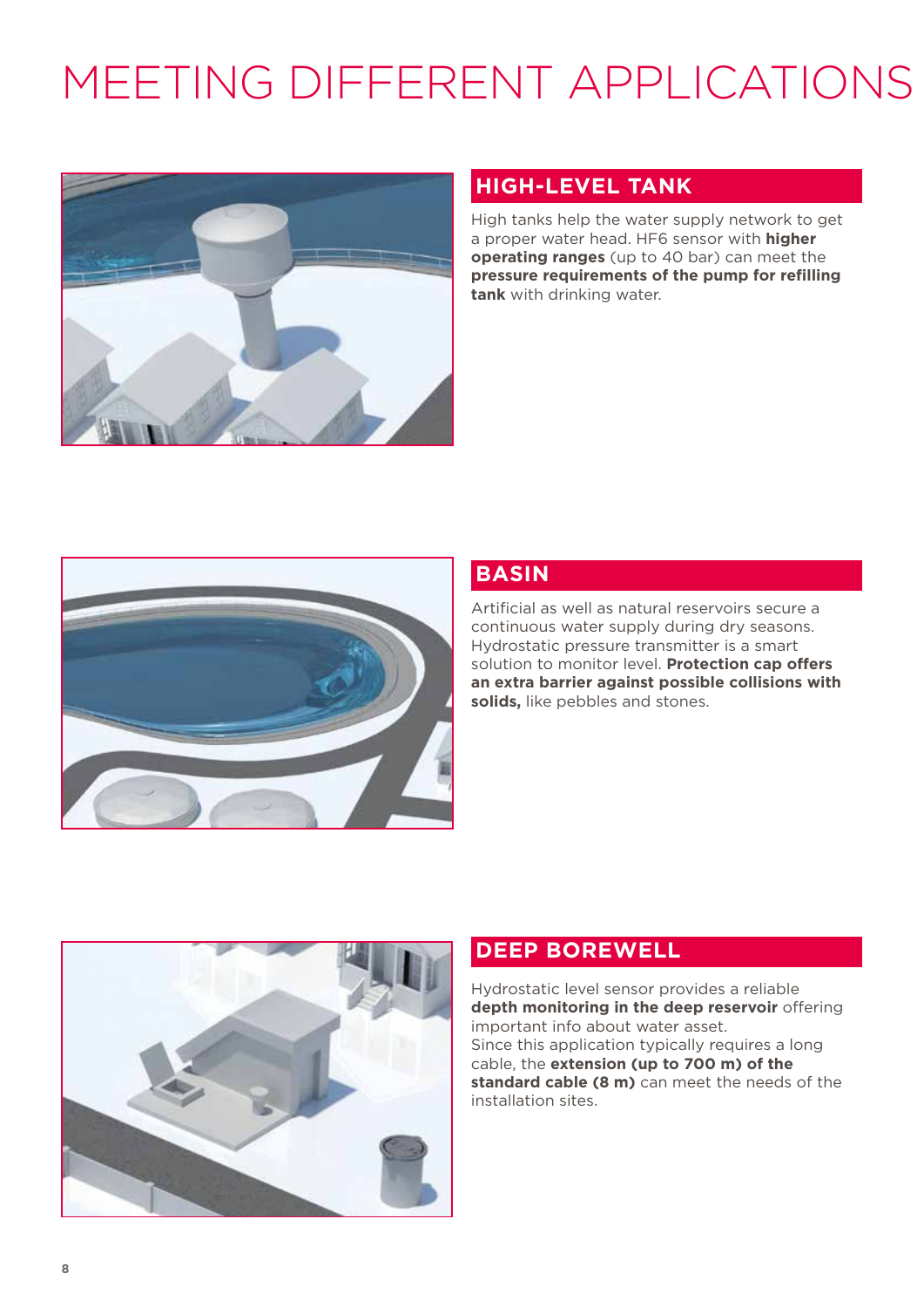# MEETING DIFFERENT APPLICATIONS

## HIGH-LEVEL TANK

High tanks help the water supply network to get a proper water head. HF6 sensor with **higher operating ranges** (up to 40 bar) can meet the **pressure requirements of the pump for refilling tank** with drinking water.

## BASIN

Artificial as well as natural reservoirs secure a continuous water supply during dry seasons. Hydrostatic pressure transmitter is a smart solution to monitor level. **Protection cap offers an extra barrier against possible collisions with solids,** like pebbles and stones.

## DEEP BOREWELL

Hydrostatic level sensor provides a reliable **depth monitoring in the deep reservoir** offering important info about water asset.
Since this application typically requires a long cable, the **extension (up to 700 m) of the standard cable (8 m)** can meet the needs of the installation sites.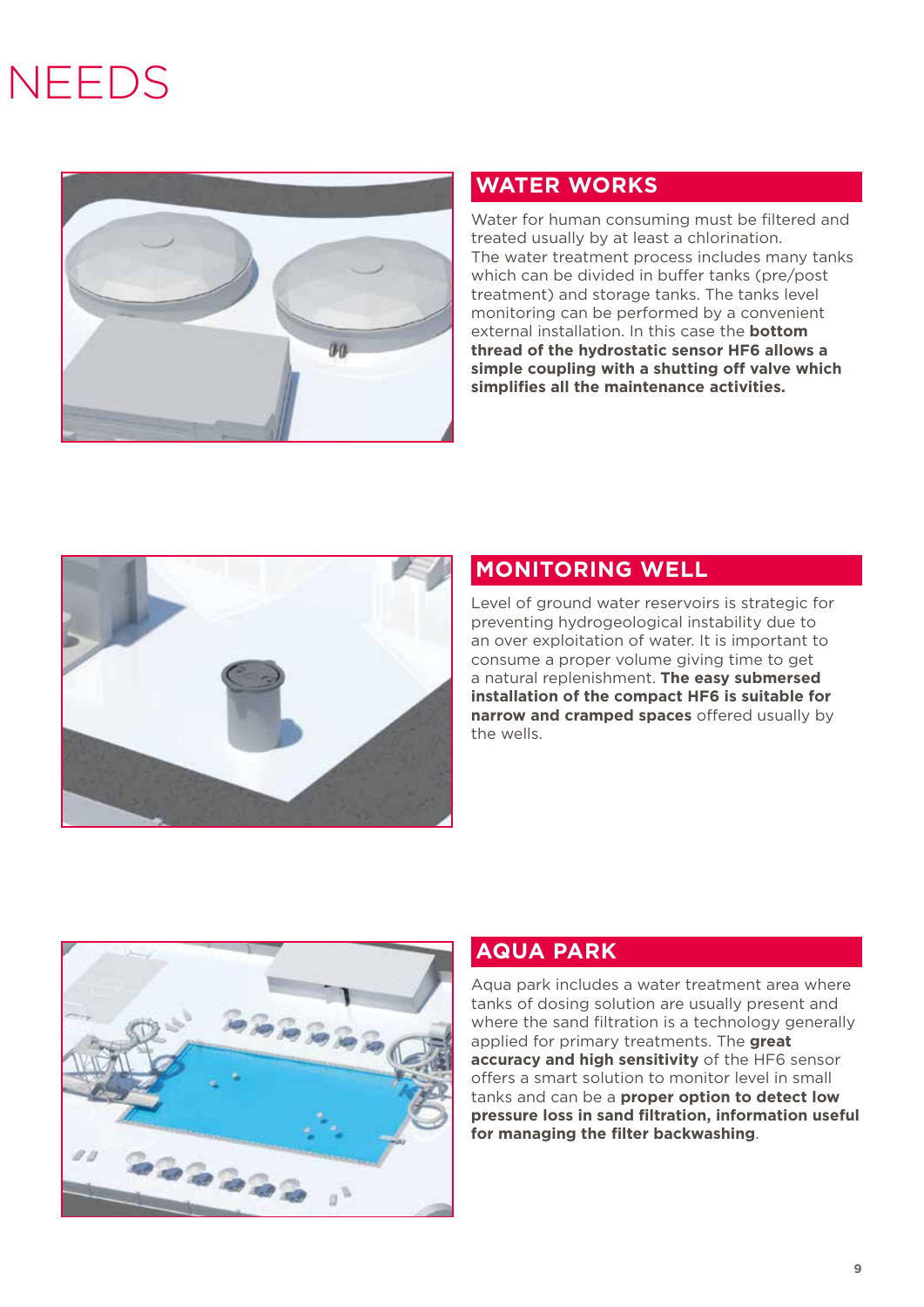# NEEDS

## WATER WORKS

Water for human consuming must be filtered and treated usually by at least a chlorination.
The water treatment process includes many tanks which can be divided in buffer tanks (pre/post treatment) and storage tanks. The tanks level monitoring can be performed by a convenient external installation. In this case the **bottom thread of the hydrostatic sensor HF6 allows a simple coupling with a shutting off valve which simplifies all the maintenance activities.**

## MONITORING WELL

Level of ground water reservoirs is strategic for preventing hydrogeological instability due to an over exploitation of water. It is important to consume a proper volume giving time to get a natural replenishment. **The easy submersed installation of the compact HF6 is suitable for narrow and cramped spaces** offered usually by the wells.

## AQUA PARK

Aqua park includes a water treatment area where tanks of dosing solution are usually present and where the sand filtration is a technology generally applied for primary treatments. The **great accuracy and high sensitivity** of the HF6 sensor offers a smart solution to monitor level in small tanks and can be a **proper option to detect low pressure loss in sand filtration, information useful for managing the filter backwashing**.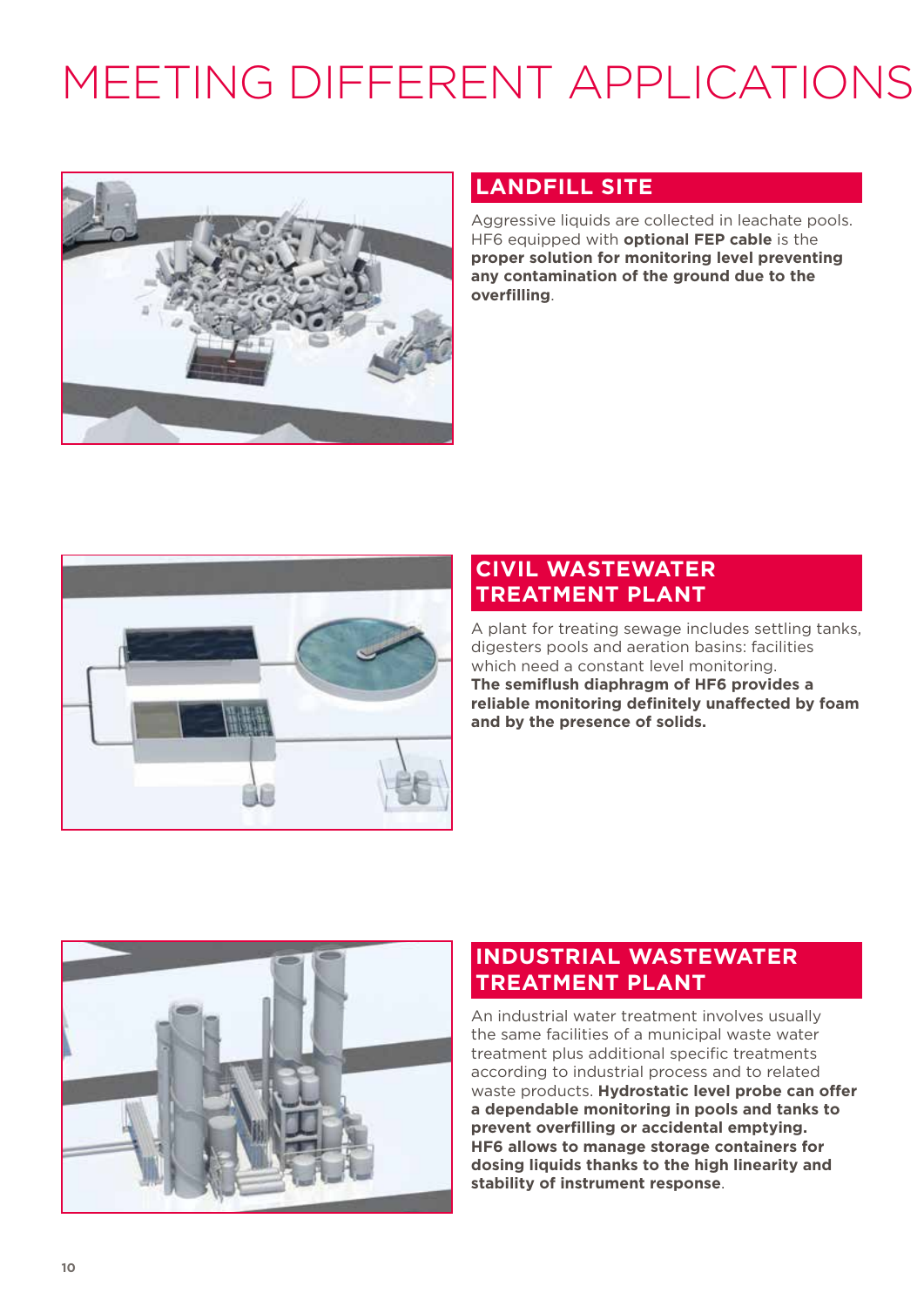# MEETING DIFFERENT APPLICATIONS

## LANDFILL SITE

Aggressive liquids are collected in leachate pools. HF6 equipped with **optional FEP cable** is the **proper solution for monitoring level preventing any contamination of the ground due to the overfilling**.

## CIVIL WASTEWATER TREATMENT PLANT

A plant for treating sewage includes settling tanks, digesters pools and aeration basins: facilities which need a constant level monitoring.
**The semiflush diaphragm of HF6 provides a reliable monitoring definitely unaffected by foam and by the presence of solids.**

## INDUSTRIAL WASTEWATER TREATMENT PLANT

An industrial water treatment involves usually the same facilities of a municipal waste water treatment plus additional specific treatments according to industrial process and to related waste products. **Hydrostatic level probe can offer a dependable monitoring in pools and tanks to prevent overfilling or accidental emptying.**
**HF6 allows to manage storage containers for dosing liquids thanks to the high linearity and stability of instrument response**.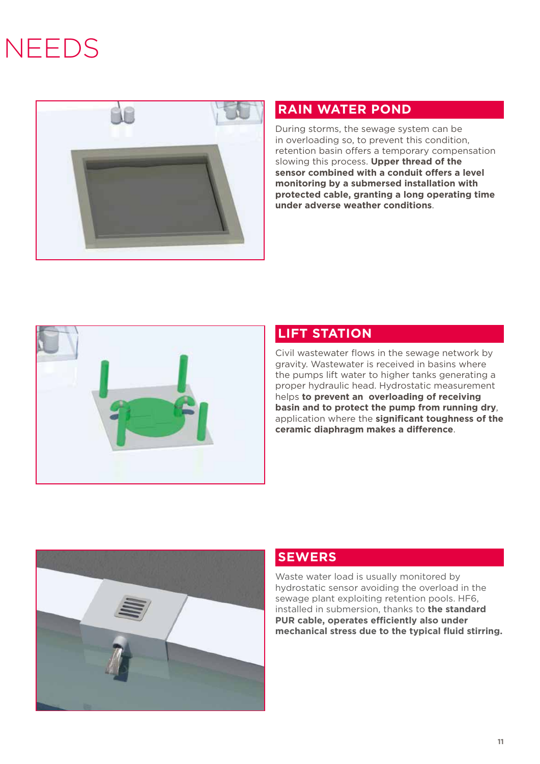# NEEDS

## RAIN WATER POND

During storms, the sewage system can be in overloading so, to prevent this condition, retention basin offers a temporary compensation slowing this process. **Upper thread of the sensor combined with a conduit offers a level monitoring by a submersed installation with protected cable, granting a long operating time under adverse weather conditions**.

## LIFT STATION

Civil wastewater flows in the sewage network by gravity. Wastewater is received in basins where the pumps lift water to higher tanks generating a proper hydraulic head. Hydrostatic measurement helps **to prevent an overloading of receiving basin and to protect the pump from running dry**, application where the **significant toughness of the ceramic diaphragm makes a difference**.

## SEWERS

Waste water load is usually monitored by hydrostatic sensor avoiding the overload in the sewage plant exploiting retention pools. HF6, installed in submersion, thanks to **the standard PUR cable, operates efficiently also under mechanical stress due to the typical fluid stirring.**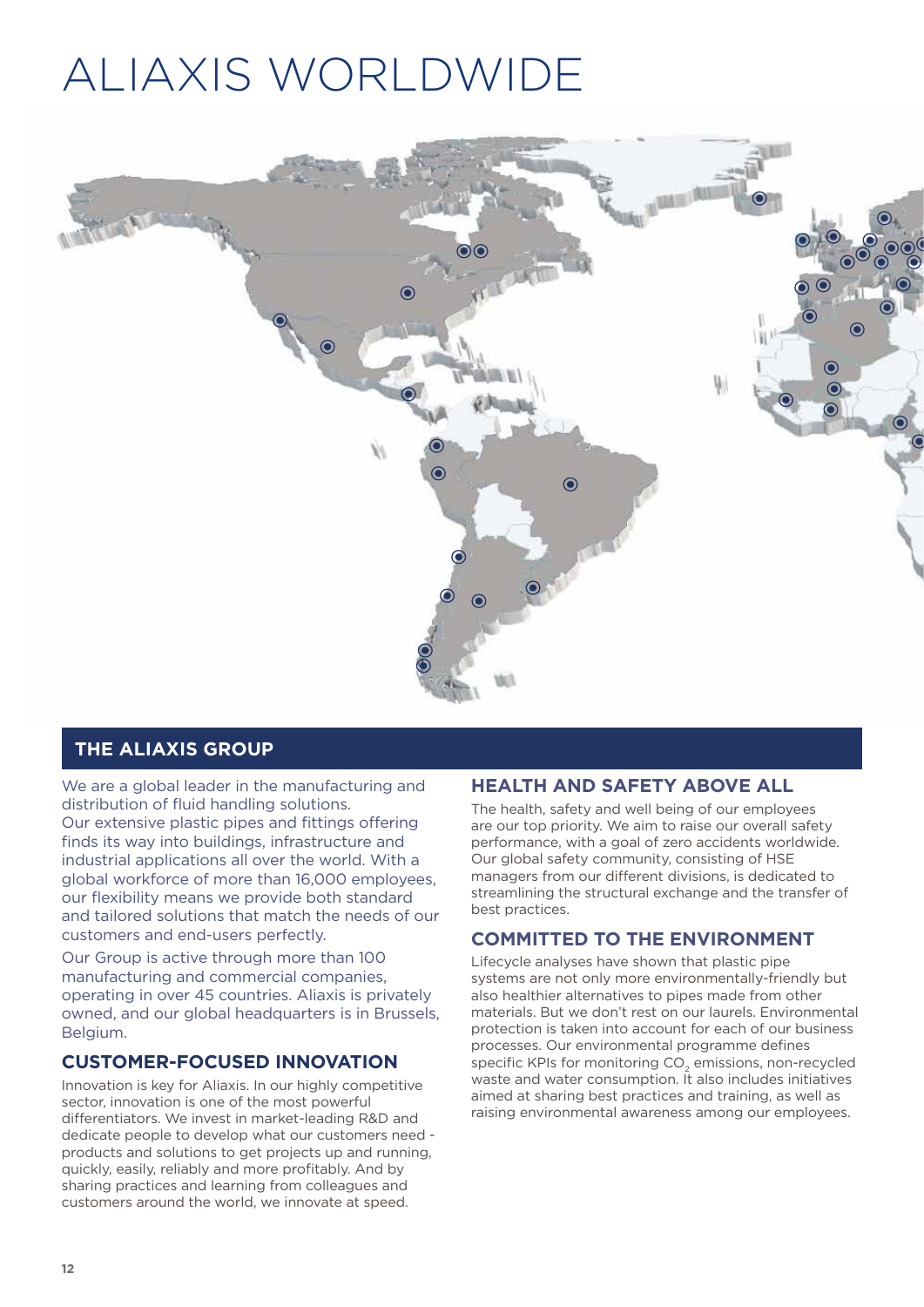# ALIAXIS WORLDWIDE

## THE ALIAXIS GROUP

We are a global leader in the manufacturing and distribution of fluid handling solutions. Our extensive plastic pipes and fittings offering finds its way into buildings, infrastructure and industrial applications all over the world. With a global workforce of more than 16,000 employees, our flexibility means we provide both standard and tailored solutions that match the needs of our customers and end-users perfectly.

Our Group is active through more than 100 manufacturing and commercial companies, operating in over 45 countries. Aliaxis is privately owned, and our global headquarters is in Brussels, Belgium.

### CUSTOMER-FOCUSED INNOVATION

Innovation is key for Aliaxis. In our highly competitive sector, innovation is one of the most powerful differentiators. We invest in market-leading R&D and dedicate people to develop what our customers need - products and solutions to get projects up and running, quickly, easily, reliably and more profitably. And by sharing practices and learning from colleagues and customers around the world, we innovate at speed.

### HEALTH AND SAFETY ABOVE ALL

The health, safety and well being of our employees are our top priority. We aim to raise our overall safety performance, with a goal of zero accidents worldwide. Our global safety community, consisting of HSE managers from our different divisions, is dedicated to streamlining the structural exchange and the transfer of best practices.

### COMMITTED TO THE ENVIRONMENT

Lifecycle analyses have shown that plastic pipe systems are not only more environmentally-friendly but also healthier alternatives to pipes made from other materials. But we don't rest on our laurels. Environmental protection is taken into account for each of our business processes. Our environmental programme defines specific KPIs for monitoring $CO_2$ emissions, non-recycled waste and water consumption. It also includes initiatives aimed at sharing best practices and training, as well as raising environmental awareness among our employees.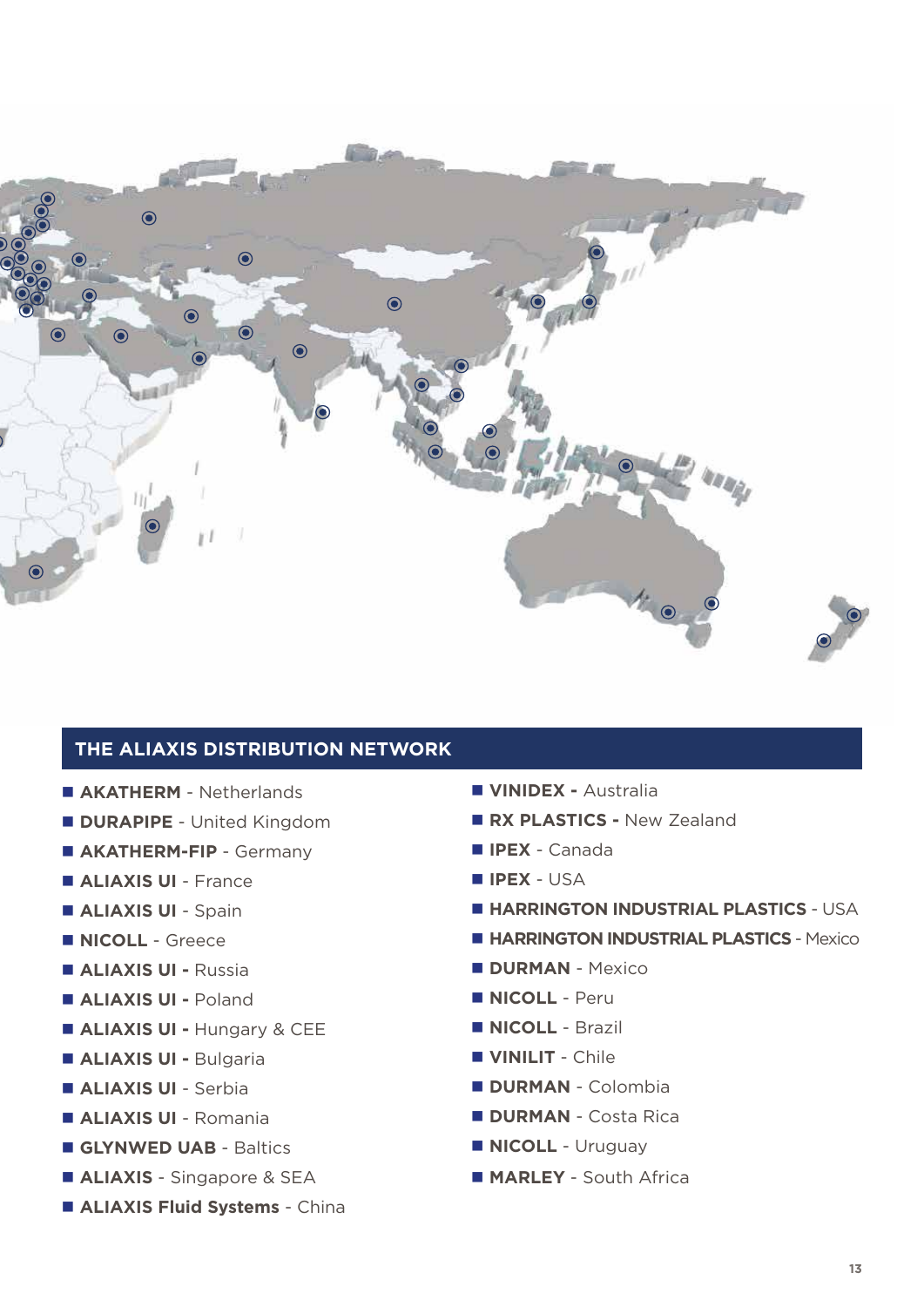## THE ALIAXIS DISTRIBUTION NETWORK

- **AKATHERM** - Netherlands
- **DURAPIPE** - United Kingdom
- **AKATHERM-FIP** - Germany
- **ALIAXIS UI** - France
- **ALIAXIS UI** - Spain
- **NICOLL** - Greece
- **ALIAXIS UI** - Russia
- **ALIAXIS UI** - Poland
- **ALIAXIS UI** - Hungary & CEE
- **ALIAXIS UI** - Bulgaria
- **ALIAXIS UI** - Serbia
- **ALIAXIS UI** - Romania
- **GLYNWED UAB** - Baltics
- **ALIAXIS** - Singapore & SEA
- **ALIAXIS Fluid Systems** - China
- **VINIDEX** - Australia
- **RX PLASTICS** - New Zealand
- **IPEX** - Canada
- **IPEX** - USA
- **HARRINGTON INDUSTRIAL PLASTICS** - USA
- **HARRINGTON INDUSTRIAL PLASTICS** - Mexico
- **DURMAN** - Mexico
- **NICOLL** - Peru
- **NICOLL** - Brazil
- **VINILIT** - Chile
- **DURMAN** - Colombia
- **DURMAN** - Costa Rica
- **NICOLL** - Uruguay
- **MARLEY** - South Africa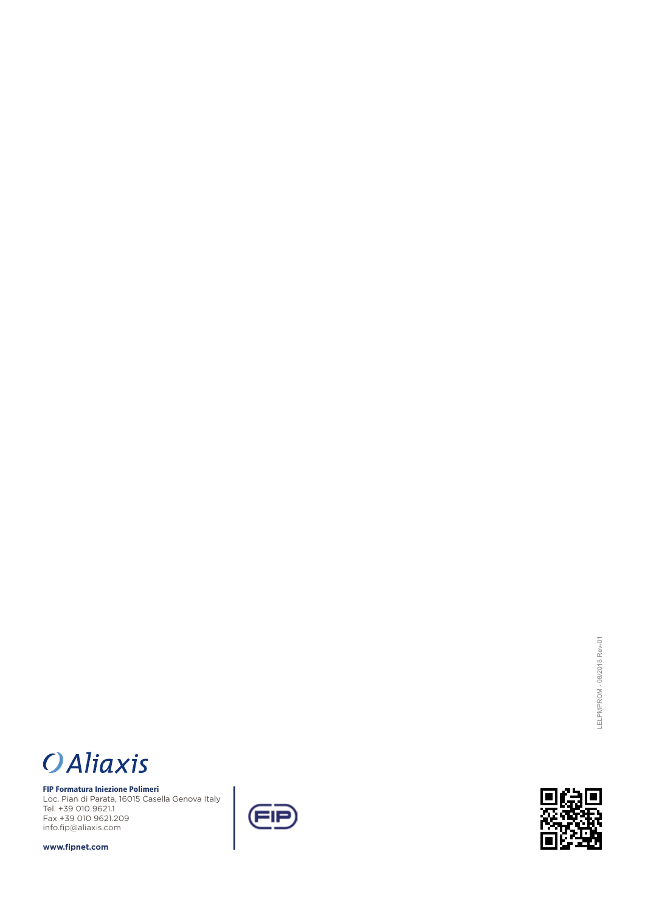LELPMPROM - 08/2018 Rev-01

Aliaxis

**FIP Formatura Iniezione Polimeri**
Loc. Pian di Parata, 16015 Casella Genova Italy
Tel. +39 010 9621.1
Fax +39 010 9621.209
info.fip@aliaxis.com

**www.fipnet.com**

FIP